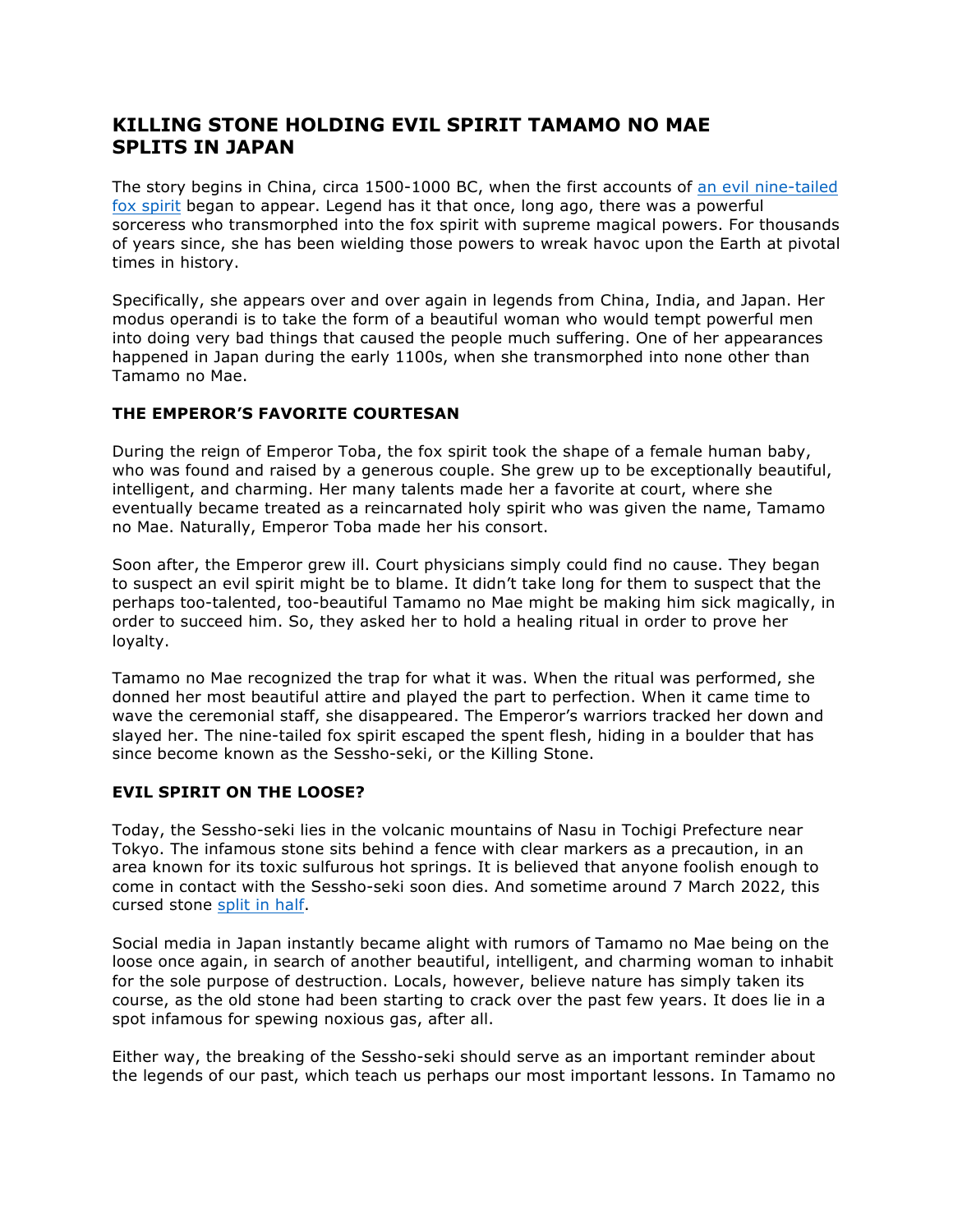# KILLING STONE HOLDING EVIL SPIRIT TAMAMO NO MAE SPLITS IN JAPAN

The story begins in China, circa 1500-1000 BC, when the first accounts of [an evil nine-tailed fox spirit]() began to appear. Legend has it that once, long ago, there was a powerful sorceress who transmorphed into the fox spirit with supreme magical powers. For thousands of years since, she has been wielding those powers to wreak havoc upon the Earth at pivotal times in history.

Specifically, she appears over and over again in legends from China, India, and Japan. Her modus operandi is to take the form of a beautiful woman who would tempt powerful men into doing very bad things that caused the people much suffering. One of her appearances happened in Japan during the early 1100s, when she transmorphed into none other than Tamamo no Mae.

## THE EMPEROR'S FAVORITE COURTESAN

During the reign of Emperor Toba, the fox spirit took the shape of a female human baby, who was found and raised by a generous couple. She grew up to be exceptionally beautiful, intelligent, and charming. Her many talents made her a favorite at court, where she eventually became treated as a reincarnated holy spirit who was given the name, Tamamo no Mae. Naturally, Emperor Toba made her his consort.

Soon after, the Emperor grew ill. Court physicians simply could find no cause. They began to suspect an evil spirit might be to blame. It didn't take long for them to suspect that the perhaps too-talented, too-beautiful Tamamo no Mae might be making him sick magically, in order to succeed him. So, they asked her to hold a healing ritual in order to prove her loyalty.

Tamamo no Mae recognized the trap for what it was. When the ritual was performed, she donned her most beautiful attire and played the part to perfection. When it came time to wave the ceremonial staff, she disappeared. The Emperor's warriors tracked her down and slayed her. The nine-tailed fox spirit escaped the spent flesh, hiding in a boulder that has since become known as the Sessho-seki, or the Killing Stone.

## EVIL SPIRIT ON THE LOOSE?

Today, the Sessho-seki lies in the volcanic mountains of Nasu in Tochigi Prefecture near Tokyo. The infamous stone sits behind a fence with clear markers as a precaution, in an area known for its toxic sulfurous hot springs. It is believed that anyone foolish enough to come in contact with the Sessho-seki soon dies. And sometime around 7 March 2022, this cursed stone [split in half]().

Social media in Japan instantly became alight with rumors of Tamamo no Mae being on the loose once again, in search of another beautiful, intelligent, and charming woman to inhabit for the sole purpose of destruction. Locals, however, believe nature has simply taken its course, as the old stone had been starting to crack over the past few years. It does lie in a spot infamous for spewing noxious gas, after all.

Either way, the breaking of the Sessho-seki should serve as an important reminder about the legends of our past, which teach us perhaps our most important lessons. In Tamamo no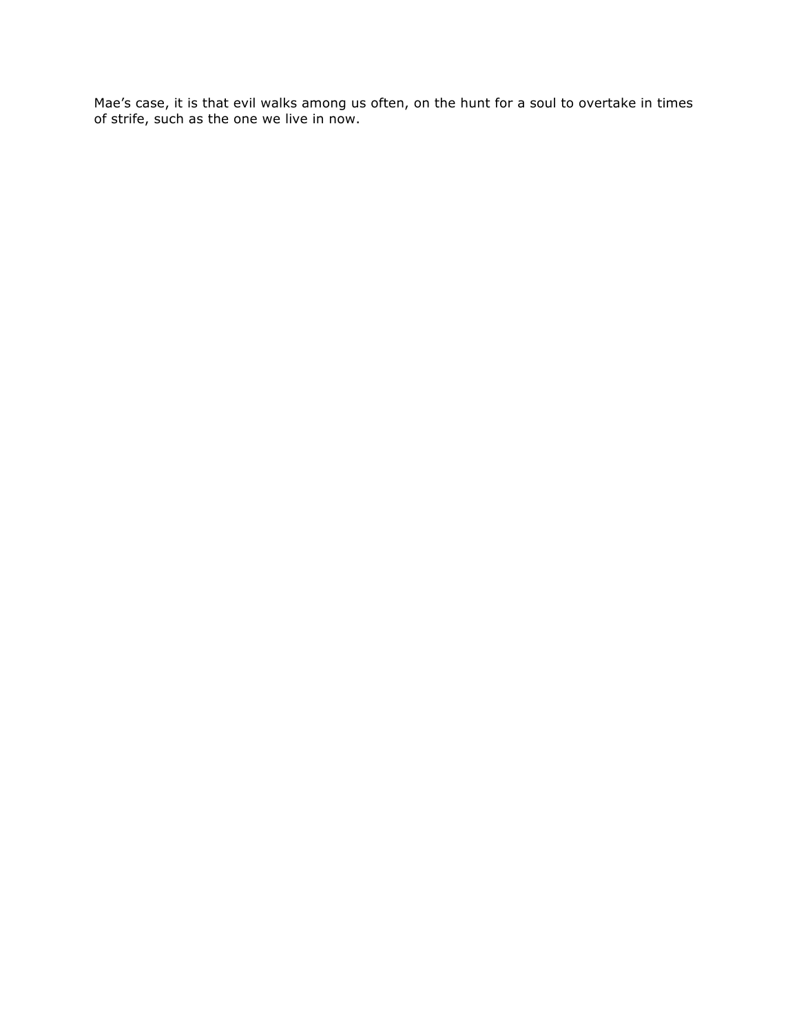Mae's case, it is that evil walks among us often, on the hunt for a soul to overtake in times of strife, such as the one we live in now.